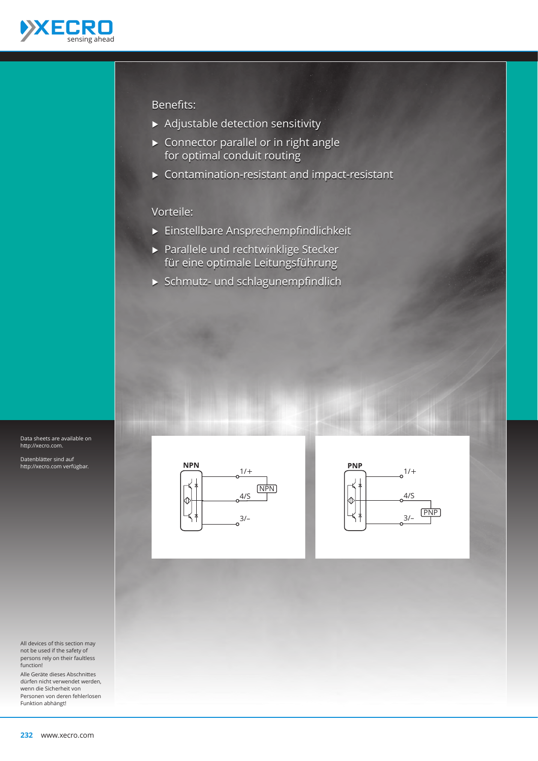Benefits:

- Adjustable detection sensitivity
- Connector parallel or in right angle for optimal conduit routing
- Contamination-resistant and impact-resistant

Vorteile:

- Einstellbare Ansprechempfindlichkeit
- Parallele und rechtwinklige Stecker für eine optimale Leitungsführung
- Schmutz- und schlagunempfindlich

Data sheets are available on http://xecro.com.

Datenblätter sind auf http://xecro.com verfügbar.

**NPN**

1/+
4/S
3/–
NPN

**PNP**

1/+
4/S
3/–
PNP

All devices of this section may not be used if the safety of persons rely on their faultless function!

Alle Geräte dieses Abschnittes dürfen nicht verwendet werden, wenn die Sicherheit von Personen von deren fehlerlosen Funktion abhängt!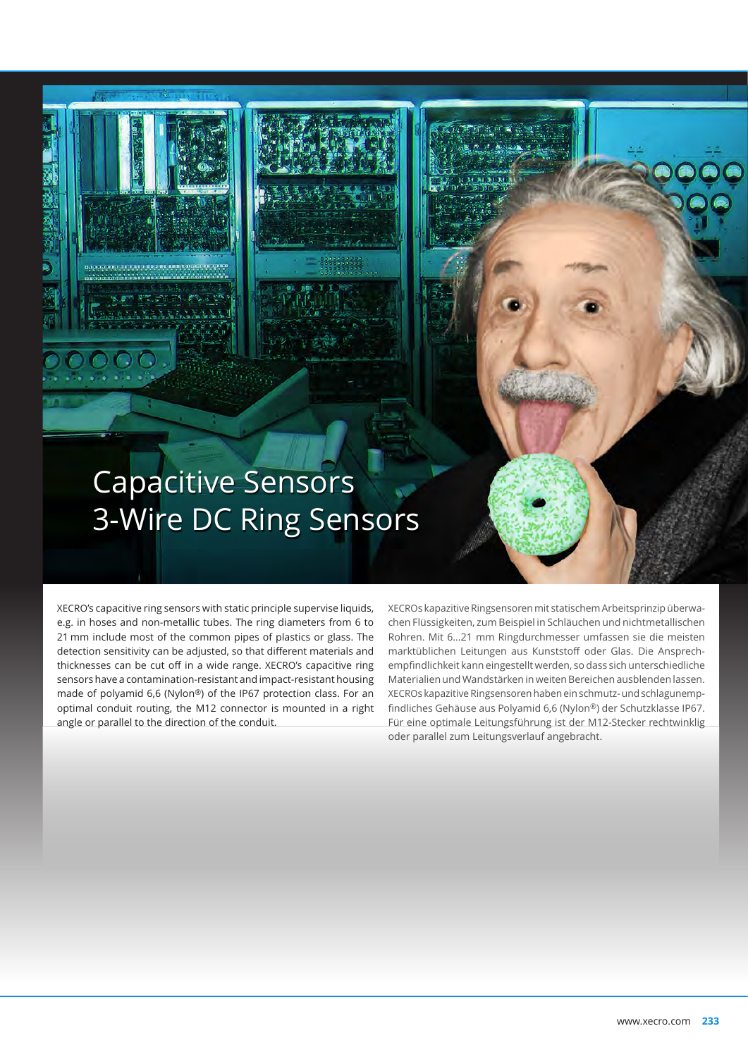# Capacitive Sensors
# 3-Wire DC Ring Sensors

XECRO's capacitive ring sensors with static principle supervise liquids, e.g. in hoses and non-metallic tubes. The ring diameters from 6 to 21 mm include most of the common pipes of plastics or glass. The detection sensitivity can be adjusted, so that different materials and thicknesses can be cut off in a wide range. XECRO's capacitive ring sensors have a contamination-resistant and impact-resistant housing made of polyamid 6,6 (Nylon®) of the IP67 protection class. For an optimal conduit routing, the M12 connector is mounted in a right angle or parallel to the direction of the conduit.

XECROs kapazitive Ringsensoren mit statischem Arbeitsprinzip überwachen Flüssigkeiten, zum Beispiel in Schläuchen und nichtmetallischen Rohren. Mit 6...21 mm Ringdurchmesser umfassen sie die meisten marktüblichen Leitungen aus Kunststoff oder Glas. Die Ansprechempfindlichkeit kann eingestellt werden, so dass sich unterschiedliche Materialien und Wandstärken in weiten Bereichen ausblenden lassen. XECROs kapazitive Ringsensoren haben ein schmutz- und schlagunempfindliches Gehäuse aus Polyamid 6,6 (Nylon®) der Schutzklasse IP67. Für eine optimale Leitungsführung ist der M12-Stecker rechtwinklig oder parallel zum Leitungsverlauf angebracht.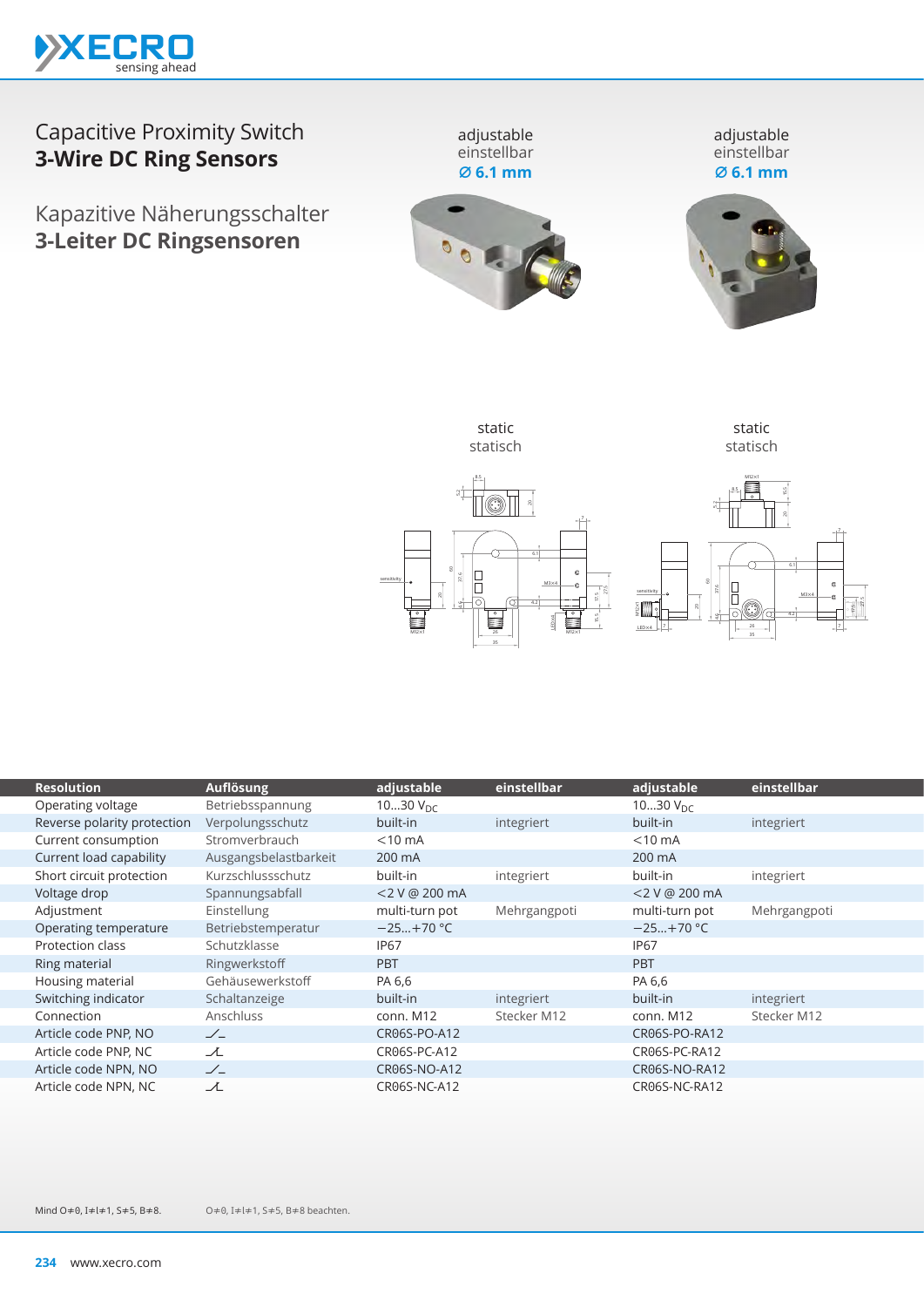# Capacitive Proximity Switch
## 3-Wire DC Ring Sensors

# Kapazitive Näherungsschalter
## 3-Leiter DC Ringsensoren

adjustable
einstellbar
**Ø 6.1 mm**

adjustable
einstellbar
**Ø 6.1 mm**

static
statisch

static
statisch

| Resolution | Auflösung | adjustable | einstellbar | adjustable | einstellbar |
|---|---|---|---|---|---|
| Operating voltage | Betriebsspannung | 10…30 $V_{DC}$ | | 10…30 $V_{DC}$ | |
| Reverse polarity protection | Verpolungsschutz | built-in | integriert | built-in | integriert |
| Current consumption | Stromverbrauch | <10 mA | | <10 mA | |
| Current load capability | Ausgangsbelastbarkeit | 200 mA | | 200 mA | |
| Short circuit protection | Kurzschlussschutz | built-in | integriert | built-in | integriert |
| Voltage drop | Spannungsabfall | <2 V @ 200 mA | | <2 V @ 200 mA | |
| Adjustment | Einstellung | multi-turn pot | Mehrgangpoti | multi-turn pot | Mehrgangpoti |
| Operating temperature | Betriebstemperatur | −25…+70 °C | | −25…+70 °C | |
| Protection class | Schutzklasse | IP67 | | IP67 | |
| Ring material | Ringwerkstoff | PBT | | PBT | |
| Housing material | Gehäusewerkstoff | PA 6,6 | | PA 6,6 | |
| Switching indicator | Schaltanzeige | built-in | integriert | built-in | integriert |
| Connection | Anschluss | conn. M12 | Stecker M12 | conn. M12 | Stecker M12 |
| Article code PNP, NO | ⟋_ | CR06S-PO-A12 | | CR06S-PO-RA12 | |
| Article code PNP, NC | ⟋L | CR06S-PC-A12 | | CR06S-PC-RA12 | |
| Article code NPN, NO | ⟋_ | CR06S-NO-A12 | | CR06S-NO-RA12 | |
| Article code NPN, NC | ⟋L | CR06S-NC-A12 | | CR06S-NC-RA12 | |

Mind O≠0, I≠l≠1, S≠5, B≠8. O≠0, I≠l≠1, S≠5, B≠8 beachten.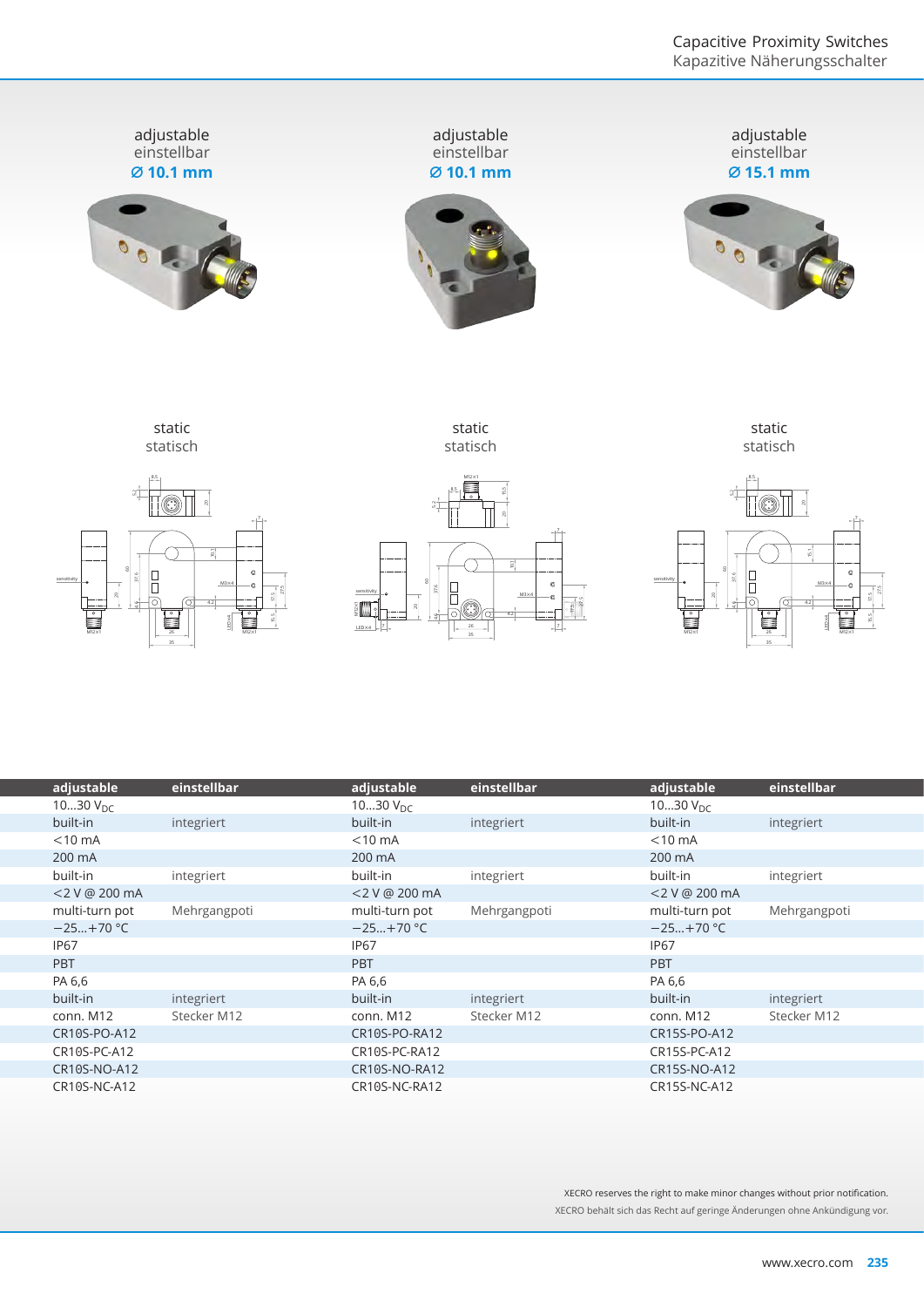## adjustable / einstellbar — Ø 10.1 mm

static / statisch

## adjustable / einstellbar — Ø 10.1 mm

static / statisch

## adjustable / einstellbar — Ø 15.1 mm

static / statisch

| adjustable | einstellbar | adjustable | einstellbar | adjustable | einstellbar |
|---|---|---|---|---|---|
| 10…30 $V_{DC}$ | | 10…30 $V_{DC}$ | | 10…30 $V_{DC}$ | |
| built-in | integriert | built-in | integriert | built-in | integriert |
| <10 mA | | <10 mA | | <10 mA | |
| 200 mA | | 200 mA | | 200 mA | |
| built-in | integriert | built-in | integriert | built-in | integriert |
| <2 V @ 200 mA | | <2 V @ 200 mA | | <2 V @ 200 mA | |
| multi-turn pot | Mehrgangpoti | multi-turn pot | Mehrgangpoti | multi-turn pot | Mehrgangpoti |
| −25…+70 °C | | −25…+70 °C | | −25…+70 °C | |
| IP67 | | IP67 | | IP67 | |
| PBT | | PBT | | PBT | |
| PA 6,6 | | PA 6,6 | | PA 6,6 | |
| built-in | integriert | built-in | integriert | built-in | integriert |
| conn. M12 | Stecker M12 | conn. M12 | Stecker M12 | conn. M12 | Stecker M12 |
| CR10S-PO-A12 | | CR10S-PO-RA12 | | CR15S-PO-A12 | |
| CR10S-PC-A12 | | CR10S-PC-RA12 | | CR15S-PC-A12 | |
| CR10S-NO-A12 | | CR10S-NO-RA12 | | CR15S-NO-A12 | |
| CR10S-NC-A12 | | CR10S-NC-RA12 | | CR15S-NC-A12 | |

XECRO reserves the right to make minor changes without prior notification.
XECRO behält sich das Recht auf geringe Änderungen ohne Ankündigung vor.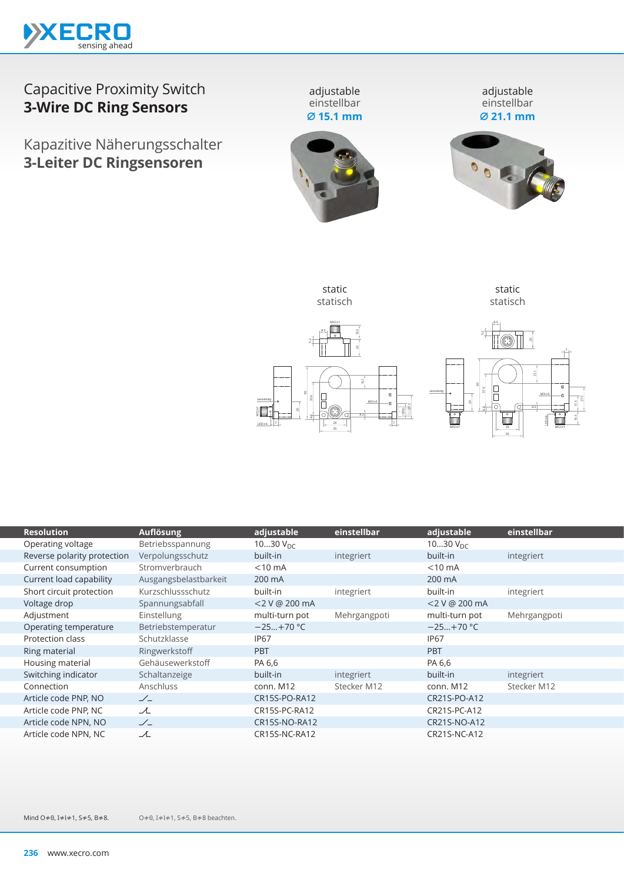# Capacitive Proximity Switch
## 3-Wire DC Ring Sensors

# Kapazitive Näherungsschalter
## 3-Leiter DC Ringsensoren

| | | adjustable einstellbar **Ø 15.1 mm** | | adjustable einstellbar **Ø 21.1 mm** | |
|---|---|---|---|---|---|
| | | static statisch | | static statisch | |
| **Resolution** | **Auflösung** | **adjustable** | **einstellbar** | **adjustable** | **einstellbar** |
| Operating voltage | Betriebsspannung | 10…30 $V_{DC}$ | | 10…30 $V_{DC}$ | |
| Reverse polarity protection | Verpolungsschutz | built-in | integriert | built-in | integriert |
| Current consumption | Stromverbrauch | <10 mA | | <10 mA | |
| Current load capability | Ausgangsbelastbarkeit | 200 mA | | 200 mA | |
| Short circuit protection | Kurzschlussschutz | built-in | integriert | built-in | integriert |
| Voltage drop | Spannungsabfall | <2 V @ 200 mA | | <2 V @ 200 mA | |
| Adjustment | Einstellung | multi-turn pot | Mehrgangpoti | multi-turn pot | Mehrgangpoti |
| Operating temperature | Betriebstemperatur | −25…+70 °C | | −25…+70 °C | |
| Protection class | Schutzklasse | IP67 | | IP67 | |
| Ring material | Ringwerkstoff | PBT | | PBT | |
| Housing material | Gehäusewerkstoff | PA 6,6 | | PA 6,6 | |
| Switching indicator | Schaltanzeige | built-in | integriert | built-in | integriert |
| Connection | Anschluss | conn. M12 | Stecker M12 | conn. M12 | Stecker M12 |
| Article code PNP, NO | ⟋_ | CR15S-PO-RA12 | | CR21S-PO-A12 | |
| Article code PNP, NC | ⟋̲ | CR15S-PC-RA12 | | CR21S-PC-A12 | |
| Article code NPN, NO | ⟋_ | CR15S-NO-RA12 | | CR21S-NO-A12 | |
| Article code NPN, NC | ⟋̲ | CR15S-NC-RA12 | | CR21S-NC-A12 | |

Mind O≠0, I≠l≠1, S≠5, B≠8. O≠0, I≠l≠1, S≠5, B≠8 beachten.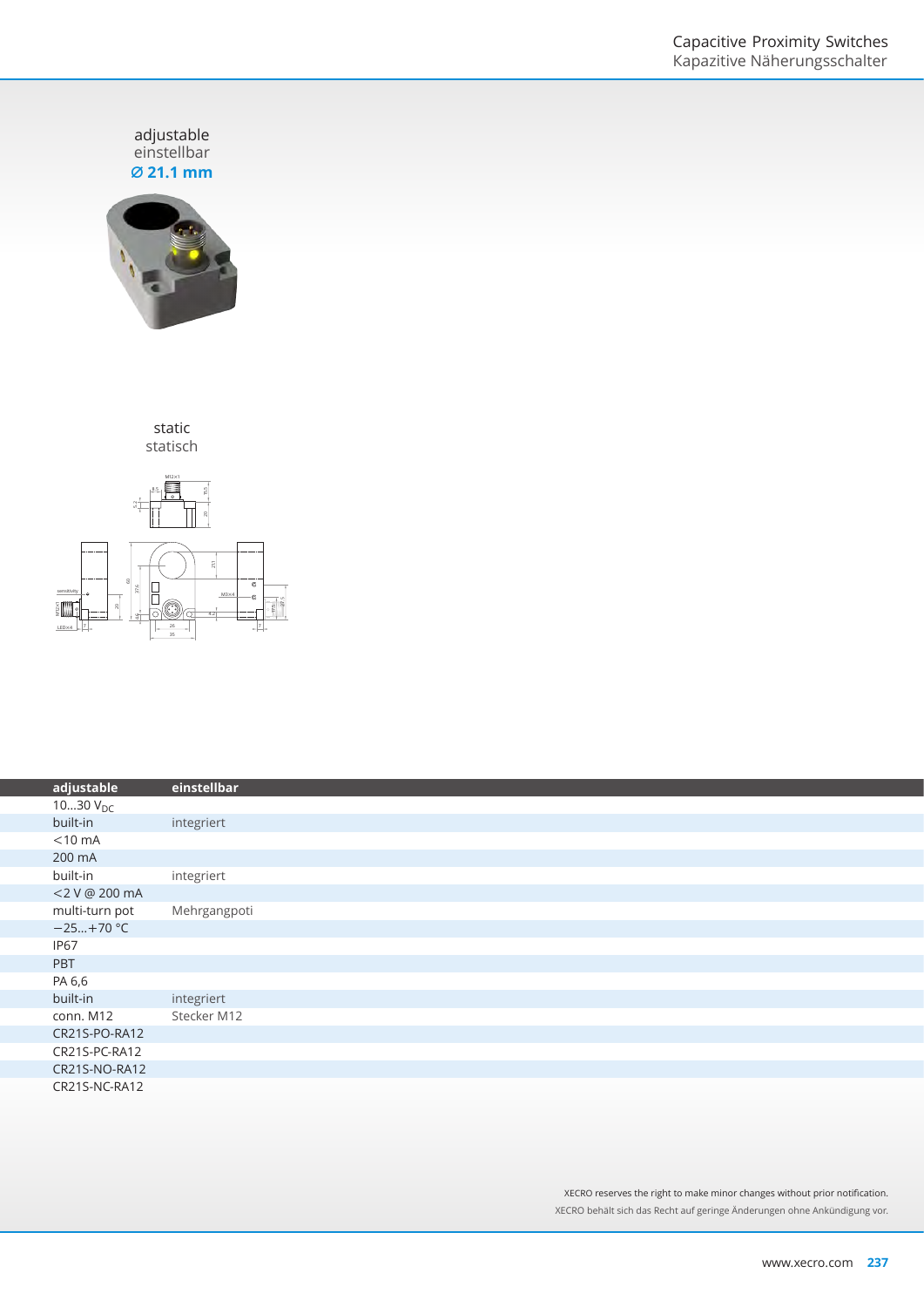adjustable
einstellbar
**Ø 21.1 mm**

static
statisch

| adjustable | einstellbar |
|---|---|
| 10…30 $V_{DC}$ | |
| built-in | integriert |
| <10 mA | |
| 200 mA | |
| built-in | integriert |
| <2 V @ 200 mA | |
| multi-turn pot | Mehrgangpoti |
| −25…+70 °C | |
| IP67 | |
| PBT | |
| PA 6,6 | |
| built-in | integriert |
| conn. M12 | Stecker M12 |
| CR21S-PO-RA12 | |
| CR21S-PC-RA12 | |
| CR21S-NO-RA12 | |
| CR21S-NC-RA12 | |

XECRO reserves the right to make minor changes without prior notification.
XECRO behält sich das Recht auf geringe Änderungen ohne Ankündigung vor.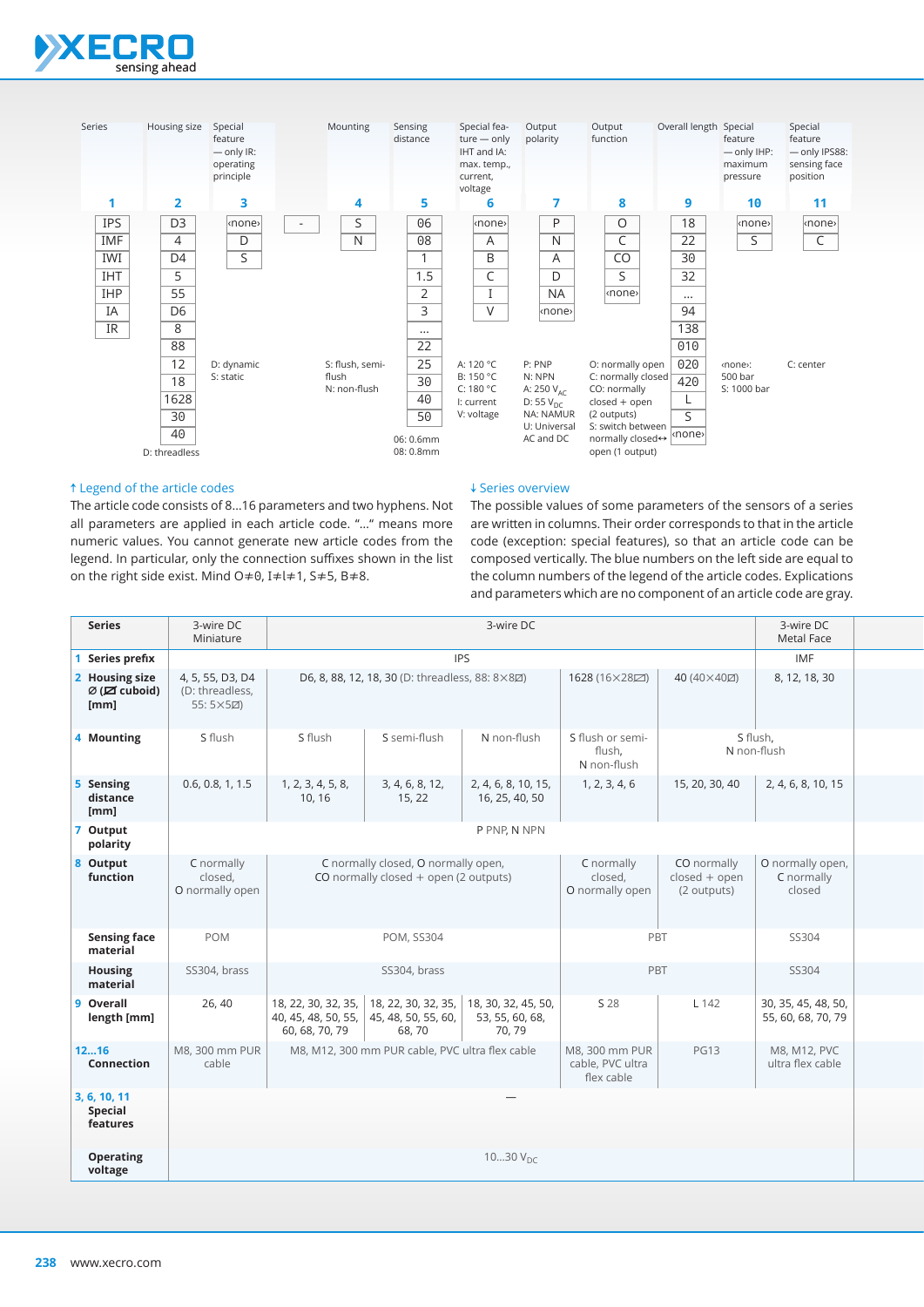| Series | Housing size | Special feature — only IR: operating principle | | Mounting | Sensing distance | Special feature — only IHT and IA: max. temp., current, voltage | Output polarity | Output function | Overall length | Special feature — only IHP: maximum pressure | Special feature — only IPS88: sensing face position |
|---|---|---|---|---|---|---|---|---|---|---|---|
| **1** | **2** | **3** | | **4** | **5** | **6** | **7** | **8** | **9** | **10** | **11** |
| IPS | D3 | ‹none› | - | S | 06 | ‹none› | P | O | 18 | ‹none› | ‹none› |
| IMF | 4 | D | | N | 08 | A | N | C | 22 | S | C |
| IWI | D4 | S | | | 1 | B | A | CO | 30 | | |
| IHT | 5 | | | | 1.5 | C | D | S | 32 | | |
| IHP | 55 | | | | 2 | I | NA | ‹none› | ... | | |
| IA | D6 | | | | 3 | V | ‹none› | | 94 | | |
| IR | 8 | | | | ... | | | | 138 | | |
| | 88 | | | | 22 | | | | 010 | | |
| | 12 | D: dynamic<br>S: static | | S: flush, semi-flush<br>N: non-flush | 25 | A: 120 °C<br>B: 150 °C<br>C: 180 °C<br>I: current<br>V: voltage | P: PNP<br>N: NPN<br>A: 250 $V_{AC}$<br>D: 55 $V_{DC}$<br>NA: NAMUR<br>U: Universal AC and DC | O: normally open<br>C: normally closed<br>CO: normally closed + open (2 outputs)<br>S: switch between normally closed↔open (1 output) | 020 | ‹none›: 500 bar<br>S: 1000 bar | C: center |
| | 18 | | | | 30 | | | | 420 | | |
| | 1628 | | | | 40 | | | | L | | |
| | 30 | | | | 50 | | | | S | | |
| | 40 | | | | 06: 0.6mm<br>08: 0.8mm | | | | ‹none› | | |
| | D: threadless | | | | | | | | | | |

**↑ Legend of the article codes**

The article code consists of 8...16 parameters and two hyphens. Not all parameters are applied in each article code. "..." means more numeric values. You cannot generate new article codes from the legend. In particular, only the connection suffixes shown in the list on the right side exist. Mind O≠0, I≠l≠1, S≠5, B≠8.

**↓ Series overview**

The possible values of some parameters of the sensors of a series are written in columns. Their order corresponds to that in the article code (exception: special features), so that an article code can be composed vertically. The blue numbers on the left side are equal to the column numbers of the legend of the article codes. Explications and parameters which are no component of an article code are gray.

| Series | 3-wire DC Miniature | 3-wire DC | | | | | 3-wire DC Metal Face |
|---|---|---|---|---|---|---|---|
| **1 Series prefix** | IPS | | | | | | IMF |
| **2 Housing size Ø (⊠ cuboid) [mm]** | 4, 5, 55, D3, D4 (D: threadless, 55: 5×5⊠) | D6, 8, 88, 12, 18, 30 (D: threadless, 88: 8×8⊠) | | | 1628 (16×28⊠) | 40 (40×40⊠) | 8, 12, 18, 30 |
| **4 Mounting** | S flush | S flush | S semi-flush | N non-flush | S flush or semi-flush, N non-flush | S flush, N non-flush | |
| **5 Sensing distance [mm]** | 0.6, 0.8, 1, 1.5 | 1, 2, 3, 4, 5, 8, 10, 16 | 3, 4, 6, 8, 12, 15, 22 | 2, 4, 6, 8, 10, 15, 16, 25, 40, 50 | 1, 2, 3, 4, 6 | 15, 20, 30, 40 | 2, 4, 6, 8, 10, 15 |
| **7 Output polarity** | P PNP, N NPN | | | | | | |
| **8 Output function** | C normally closed, O normally open | C normally closed, O normally open, CO normally closed + open (2 outputs) | | | C normally closed, O normally open | CO normally closed + open (2 outputs) | O normally open, C normally closed |
| **Sensing face material** | POM | POM, SS304 | | | PBT | | SS304 |
| **Housing material** | SS304, brass | SS304, brass | | | PBT | | SS304 |
| **9 Overall length [mm]** | 26, 40 | 18, 22, 30, 32, 35, 40, 45, 48, 50, 55, 60, 68, 70, 79 | 18, 22, 30, 32, 35, 45, 48, 50, 55, 60, 68, 70 | 18, 30, 32, 45, 50, 53, 55, 60, 68, 70, 79 | S 28 | L 142 | 30, 35, 45, 48, 50, 55, 60, 68, 70, 79 |
| **12...16 Connection** | M8, 300 mm PUR cable | M8, M12, 300 mm PUR cable, PVC ultra flex cable | | | M8, 300 mm PUR cable, PVC ultra flex cable | PG13 | M8, M12, PVC ultra flex cable |
| **3, 6, 10, 11 Special features** | — | | | | | | |
| **Operating voltage** | 10...30 $V_{DC}$ | | | | | | |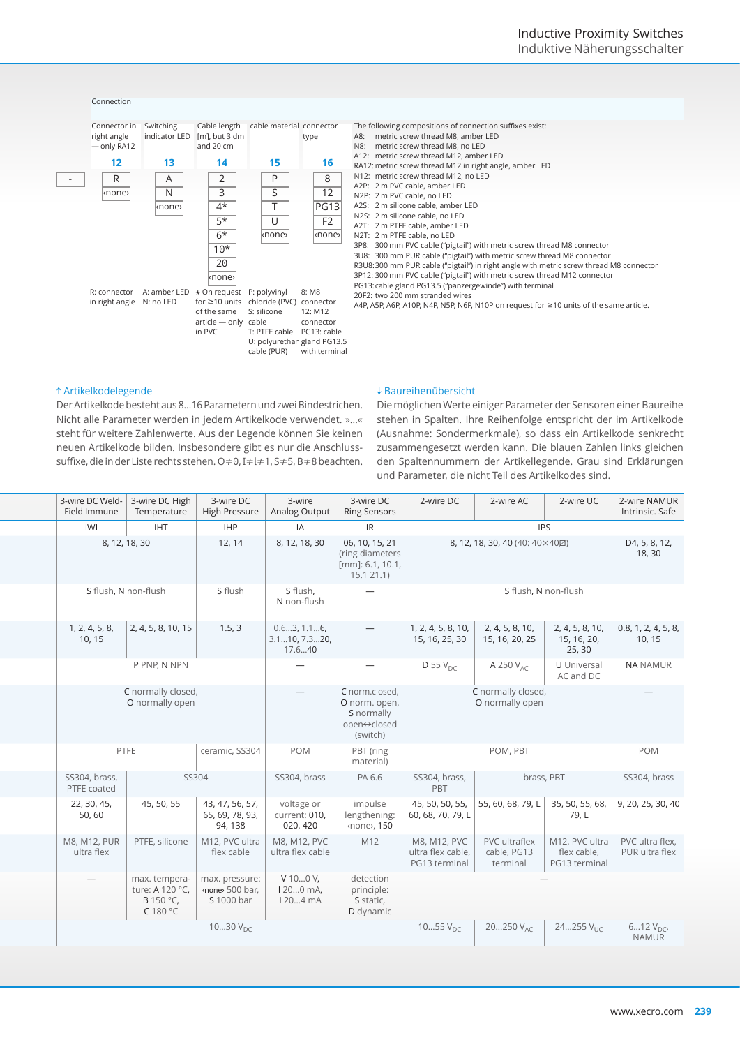Connection

| | Connector in right angle — only RA12 | Switching indicator LED | Cable length [m], but 3 dm and 20 cm | cable material | connector type |
|---|---|---|---|---|---|
| | **12** | **13** | **14** | **15** | **16** |
| - | R | A | 2 | P | 8 |
| | ‹none› | N | 3 | S | 12 |
| | | ‹none› | 4* | T | PG13 |
| | | | 5* | U | F2 |
| | | | 6* | ‹none› | ‹none› |
| | | | 10* | | |
| | | | 20 | | |
| | | | ‹none› | | |
| | R: connector in right angle | A: amber LED N: no LED | * On request for ≥10 units of the same article — only in PVC | P: polyvinyl chloride (PVC) cable S: silicone cable T: PTFE cable U: polyurethan cable (PUR) | 8: M8 connector 12: M12 connector PG13: cable gland PG13.5 with terminal |

The following compositions of connection suffixes exist:
- A8: metric screw thread M8, amber LED
- N8: metric screw thread M8, no LED
- A12: metric screw thread M12, amber LED
- RA12: metric screw thread M12 in right angle, amber LED
- N12: metric screw thread M12, no LED
- A2P: 2 m PVC cable, amber LED
- N2P: 2 m PVC cable, no LED
- A2S: 2 m silicone cable, amber LED
- N2S: 2 m silicone cable, no LED
- A2T: 2 m PTFE cable, amber LED
- N2T: 2 m PTFE cable, no LED
- 3P8: 300 mm PVC cable ("pigtail") with metric screw thread M8 connector
- 3U8: 300 mm PUR cable ("pigtail") with metric screw thread M8 connector
- R3U8: 300 mm PUR cable ("pigtail") in right angle with metric screw thread M8 connector
- 3P12: 300 mm PVC cable ("pigtail") with metric screw thread M12 connector
- PG13: cable gland PG13.5 ("panzergewinde") with terminal
- 20F2: two 200 mm stranded wires
- A4P, A5P, A6P, A10P, N4P, N5P, N6P, N10P on request for ≥10 units of the same article.

↑ Artikelkodelegende

Der Artikelkode besteht aus 8…16 Parametern und zwei Bindestrichen. Nicht alle Parameter werden in jedem Artikelkode verwendet. »…« steht für weitere Zahlenwerte. Aus der Legende können Sie keinen neuen Artikelkode bilden. Insbesondere gibt es nur die Anschlusssuffixe, die in der Liste rechts stehen. O≠0, I≠l≠1, S≠5, B≠8 beachten.

↓ Baureihenübersicht

Die möglichen Werte einiger Parameter der Sensoren einer Baureihe stehen in Spalten. Ihre Reihenfolge entspricht der im Artikelkode (Ausnahme: Sondermerkmale), so dass ein Artikelkode senkrecht zusammengesetzt werden kann. Die blauen Zahlen links gleichen den Spaltennummern der Artikellegende. Grau sind Erklärungen und Parameter, die nicht Teil des Artikelkodes sind.

| 3-wire DC Weld-Field Immune | 3-wire DC High Temperature | 3-wire DC High Pressure | 3-wire Analog Output | 3-wire DC Ring Sensors | 2-wire DC | 2-wire AC | 2-wire UC | 2-wire NAMUR Intrinsic. Safe |
|---|---|---|---|---|---|---|---|---|
| IWI | IHT | IHP | IA | IR | IPS | | | |
| 8, 12, 18, 30 | | 12, 14 | 8, 12, 18, 30 | 06, 10, 15, 21 (ring diameters [mm]: 6.1, 10.1, 15.1 21.1) | 8, 12, 18, 30, 40 (40: 40×40☐) | | | D4, 5, 8, 12, 18, 30 |
| S flush, N non-flush | | S flush | S flush, N non-flush | — | S flush, N non-flush | | | |
| 1, 2, 4, 5, 8, 10, 15 | 2, 4, 5, 8, 10, 15 | 1.5, 3 | 0.6…3, 1.1…6, 3.1…10, 7.3…20, 17.6…40 | — | 1, 2, 4, 5, 8, 10, 15, 16, 25, 30 | 2, 4, 5, 8, 10, 15, 16, 20, 25 | 2, 4, 5, 8, 10, 15, 16, 20, 25, 30 | 0.8, 1, 2, 4, 5, 8, 10, 15 |
| P PNP, N NPN | | | — | — | D 55 $V_{DC}$ | A 250 $V_{AC}$ | U Universal AC and DC | NA NAMUR |
| C normally closed, O normally open | | | — | C norm.closed, O norm. open, S normally open↔closed (switch) | C normally closed, O normally open | | | — |
| PTFE | | ceramic, SS304 | POM | PBT (ring material) | POM, PBT | | | POM |
| SS304, brass, PTFE coated | SS304 | | SS304, brass | PA 6.6 | SS304, brass, PBT | brass, PBT | | SS304, brass |
| 22, 30, 45, 50, 60 | 45, 50, 55 | 43, 47, 56, 57, 65, 69, 78, 93, 94, 138 | voltage or current: 010, 020, 420 | impulse lengthening: ‹none›, 150 | 45, 50, 50, 55, 60, 68, 70, 79, L | 55, 60, 68, 79, L | 35, 50, 55, 68, 79, L | 9, 20, 25, 30, 40 |
| M8, M12, PUR ultra flex | PTFE, silicone | M12, PVC ultra flex cable | M8, M12, PVC ultra flex cable | M12 | M8, M12, PVC ultra flex cable, PG13 terminal | PVC ultraflex cable, PG13 terminal | M12, PVC ultra flex cable, PG13 terminal | PVC ultra flex, PUR ultra flex |
| — | max. temperature: A 120 °C, B 150 °C, C 180 °C | max. pressure: ‹none› 500 bar, S 1000 bar | V 10…0 V, I 20…0 mA, I 20…4 mA | detection principle: S static, D dynamic | — | | | |
| 10…30 $V_{DC}$ | | | | | 10…55 $V_{DC}$ | 20…250 $V_{AC}$ | 24…255 $V_{UC}$ | 6…12 $V_{DC}$, NAMUR |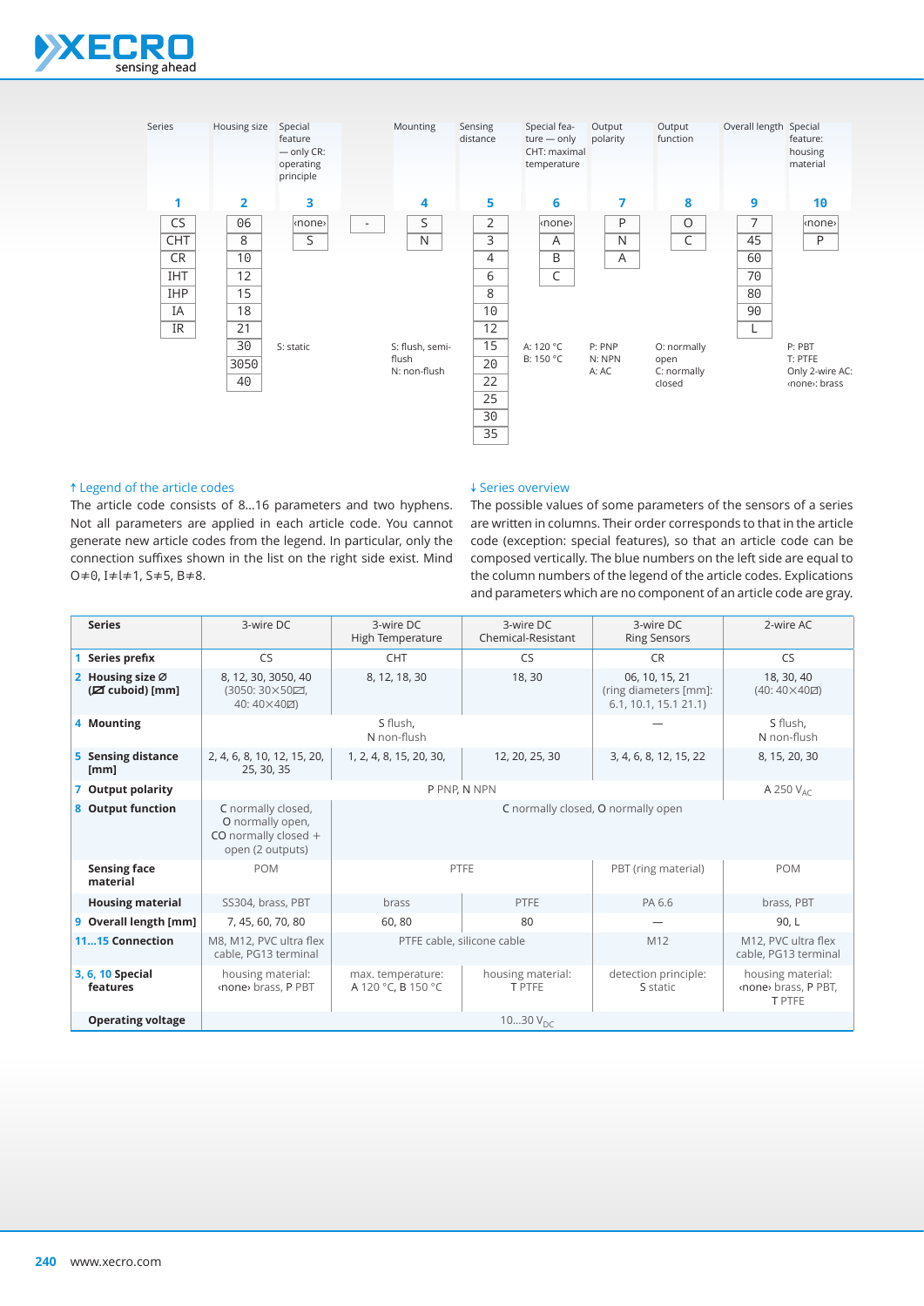| Series | Housing size | Special feature — only CR: operating principle | | Mounting | Sensing distance | Special feature — only CHT: maximal temperature | Output polarity | Output function | Overall length | Special feature: housing material |
|---|---|---|---|---|---|---|---|---|---|---|
| 1 | 2 | 3 | | 4 | 5 | 6 | 7 | 8 | 9 | 10 |
| CS | 06 | ‹none› | - | S | 2 | ‹none› | P | O | 7 | ‹none› |
| CHT | 8 | S | | N | 3 | A | N | C | 45 | P |
| CR | 10 | | | | 4 | B | A | | 60 | |
| IHT | 12 | | | | 6 | C | | | 70 | |
| IHP | 15 | | | | 8 | | | | 80 | |
| IA | 18 | | | | 10 | | | | 90 | |
| IR | 21 | | | | 12 | | | | L | |
| | 30 | S: static | | S: flush, semi-flush<br>N: non-flush | 15 | A: 120 °C<br>B: 150 °C | P: PNP<br>N: NPN<br>A: AC | O: normally open<br>C: normally closed | | P: PBT<br>T: PTFE<br>Only 2-wire AC: ‹none›: brass |
| | 3050 | | | | 20 | | | | | |
| | 40 | | | | 22 | | | | | |
| | | | | | 25 | | | | | |
| | | | | | 30 | | | | | |
| | | | | | 35 | | | | | |

↑ Legend of the article codes

The article code consists of 8...16 parameters and two hyphens. Not all parameters are applied in each article code. You cannot generate new article codes from the legend. In particular, only the connection suffixes shown in the list on the right side exist. Mind O≠0, I≠l≠1, S≠5, B≠8.

↓ Series overview

The possible values of some parameters of the sensors of a series are written in columns. Their order corresponds to that in the article code (exception: special features), so that an article code can be composed vertically. The blue numbers on the left side are equal to the column numbers of the legend of the article codes. Explications and parameters which are no component of an article code are gray.

| Series | 3-wire DC | 3-wire DC High Temperature | 3-wire DC Chemical-Resistant | 3-wire DC Ring Sensors | 2-wire AC |
|---|---|---|---|---|---|
| 1 Series prefix | CS | CHT | CS | CR | CS |
| 2 Housing size ⌀ (◪ cuboid) [mm] | 8, 12, 30, 3050, 40 (3050: 30×50◪, 40: 40×40◪) | 8, 12, 18, 30 | 18, 30 | 06, 10, 15, 21 (ring diameters [mm]: 6.1, 10.1, 15.1 21.1) | 18, 30, 40 (40: 40×40◪) |
| 4 Mounting | S flush, N non-flush | | | — | S flush, N non-flush |
| 5 Sensing distance [mm] | 2, 4, 6, 8, 10, 12, 15, 20, 25, 30, 35 | 1, 2, 4, 8, 15, 20, 30, | 12, 20, 25, 30 | 3, 4, 6, 8, 12, 15, 22 | 8, 15, 20, 30 |
| 7 Output polarity | P PNP, N NPN | | | | A 250 $V_{AC}$ |
| 8 Output function | C normally closed, O normally open, CO normally closed + open (2 outputs) | C normally closed, O normally open | | | |
| Sensing face material | POM | PTFE | | PBT (ring material) | POM |
| Housing material | SS304, brass, PBT | brass | PTFE | PA 6.6 | brass, PBT |
| 9 Overall length [mm] | 7, 45, 60, 70, 80 | 60, 80 | 80 | — | 90, L |
| 11...15 Connection | M8, M12, PVC ultra flex cable, PG13 terminal | PTFE cable, silicone cable | | M12 | M12, PVC ultra flex cable, PG13 terminal |
| 3, 6, 10 Special features | housing material: ‹none› brass, P PBT | max. temperature: A 120 °C, B 150 °C | housing material: T PTFE | detection principle: S static | housing material: ‹none› brass, P PBT, T PTFE |
| Operating voltage | 10...30 $V_{DC}$ | | | | |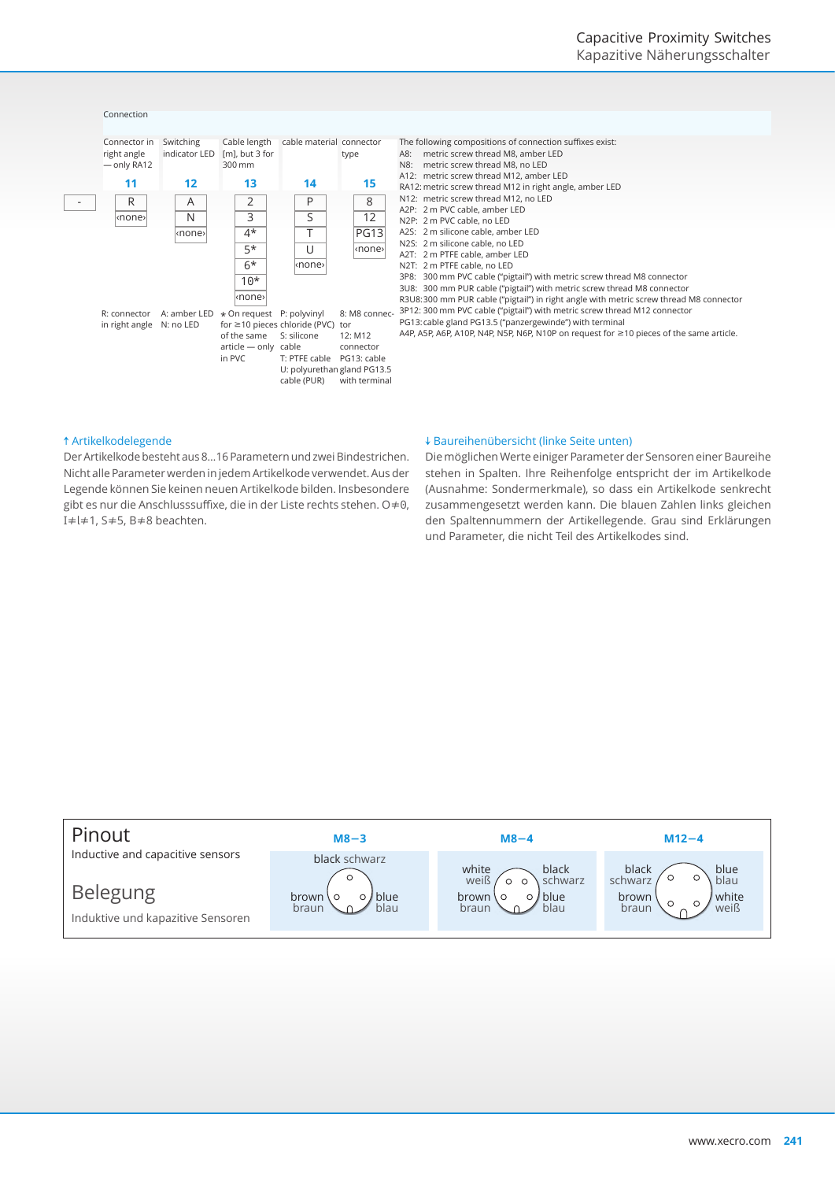Connection

| - | Connector in right angle — only RA12 | Switching indicator LED | Cable length [m], but 3 for 300 mm | cable material | connector type |
|---|---|---|---|---|---|
| | **11** | **12** | **13** | **14** | **15** |
| - | R | A | 2 | P | 8 |
| | ‹none› | N | 3 | S | 12 |
| | | ‹none› | 4* | T | PG13 |
| | | | 5* | U | ‹none› |
| | | | 6* | ‹none› | |
| | | | 10* | | |
| | | | ‹none› | | |
| | R: connector in right angle | A: amber LED N: no LED | * On request for ≥10 pieces of the same article — only in PVC | P: polyvinyl chloride (PVC) cable S: silicone cable T: PTFE cable U: polyurethan cable (PUR) | 8: M8 connector 12: M12 connector PG13: cable gland PG13.5 with terminal |

The following compositions of connection suffixes exist:
- A8: metric screw thread M8, amber LED
- N8: metric screw thread M8, no LED
- A12: metric screw thread M12, amber LED
- RA12: metric screw thread M12 in right angle, amber LED
- N12: metric screw thread M12, no LED
- A2P: 2 m PVC cable, amber LED
- N2P: 2 m PVC cable, no LED
- A2S: 2 m silicone cable, amber LED
- N2S: 2 m silicone cable, no LED
- A2T: 2 m PTFE cable, amber LED
- N2T: 2 m PTFE cable, no LED
- 3P8: 300 mm PVC cable ("pigtail") with metric screw thread M8 connector
- 3U8: 300 mm PUR cable ("pigtail") with metric screw thread M8 connector
- R3U8: 300 mm PUR cable ("pigtail") in right angle with metric screw thread M8 connector
- 3P12: 300 mm PVC cable ("pigtail") with metric screw thread M12 connector
- PG13: cable gland PG13.5 ("panzergewinde") with terminal

A4P, A5P, A6P, A10P, N4P, N5P, N6P, N10P on request for ≥10 pieces of the same article.

↑ Artikelkodelegende

Der Artikelkode besteht aus 8…16 Parametern und zwei Bindestrichen. Nicht alle Parameter werden in jedem Artikelkode verwendet. Aus der Legende können Sie keinen neuen Artikelkode bilden. Insbesondere gibt es nur die Anschlusssuffixe, die in der Liste rechts stehen. O≠0, I≠l≠1, S≠5, B≠8 beachten.

↓ Baureihenübersicht (linke Seite unten)

Die möglichen Werte einiger Parameter der Sensoren einer Baureihe stehen in Spalten. Ihre Reihenfolge entspricht der im Artikelkode (Ausnahme: Sondermerkmale), so dass ein Artikelkode senkrecht zusammengesetzt werden kann. Die blauen Zahlen links gleichen den Spaltennummern der Artikellegende. Grau sind Erklärungen und Parameter, die nicht Teil des Artikelkodes sind.

# Pinout

Inductive and capacitive sensors

# Belegung

Induktive und kapazitive Sensoren

**M8−3**

black schwarz
brown braun
blue blau

**M8−4**

white weiß
black schwarz
brown braun
blue blau

**M12−4**

black schwarz
blue blau
brown braun
white weiß